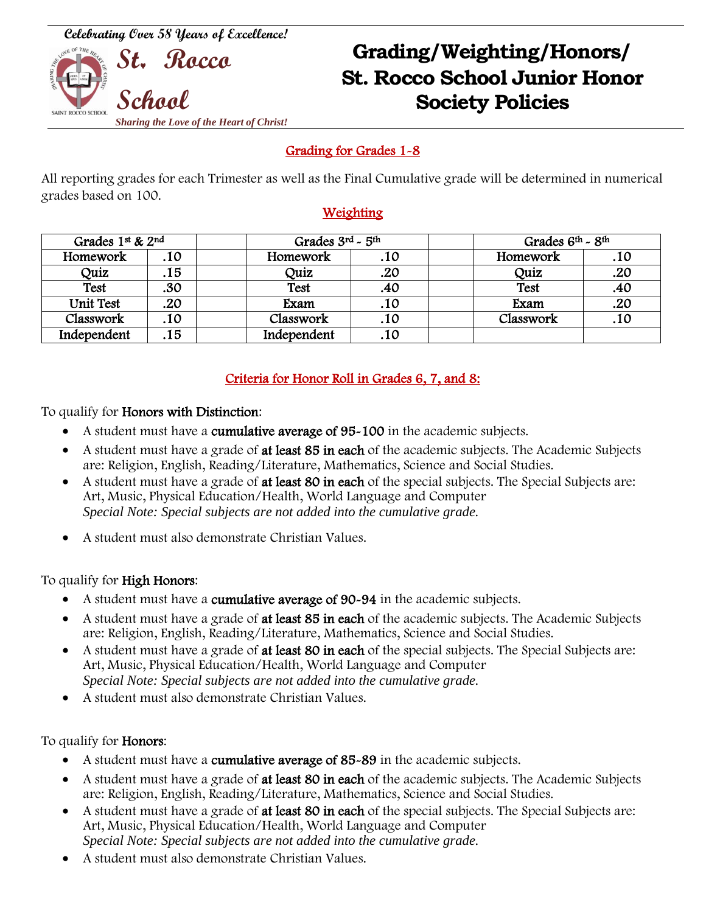Celebrating Over 58 Years of Excellence!

**St. Rocco School**

*Sharing the Love of the Heart of Christ!*

# Grading/Weighting/Honors/ St. Rocco School Junior Honor Society Policies

## Grading for Grades 1-8

All reporting grades for each Trimester as well as the Final Cumulative grade will be determined in numerical grades based on 100.

### Weighting

| Grades 1st & 2nd | | | Grades 3rd - 5th | | | Grades 6th - 8th | |
|---|---|---|---|---|---|---|---|
| Homework | .10 | | Homework | .10 | | Homework | .10 |
| Quiz | .15 | | Quiz | .20 | | Quiz | .20 |
| Test | .30 | | Test | .40 | | Test | .40 |
| Unit Test | .20 | | Exam | .10 | | Exam | .20 |
| Classwork | .10 | | Classwork | .10 | | Classwork | .10 |
| Independent | .15 | | Independent | .10 | | | |

## Criteria for Honor Roll in Grades 6, 7, and 8:

To qualify for **Honors with Distinction**:

- A student must have a **cumulative average of 95-100** in the academic subjects.
- A student must have a grade of **at least 85 in each** of the academic subjects. The Academic Subjects are: Religion, English, Reading/Literature, Mathematics, Science and Social Studies.
- A student must have a grade of **at least 80 in each** of the special subjects. The Special Subjects are: Art, Music, Physical Education/Health, World Language and Computer  
  *Special Note: Special subjects are not added into the cumulative grade.*
- A student must also demonstrate Christian Values.

To qualify for **High Honors**:

- A student must have a **cumulative average of 90-94** in the academic subjects.
- A student must have a grade of **at least 85 in each** of the academic subjects. The Academic Subjects are: Religion, English, Reading/Literature, Mathematics, Science and Social Studies.
- A student must have a grade of **at least 80 in each** of the special subjects. The Special Subjects are: Art, Music, Physical Education/Health, World Language and Computer  
  *Special Note: Special subjects are not added into the cumulative grade.*
- A student must also demonstrate Christian Values.

To qualify for **Honors**:

- A student must have a **cumulative average of 85-89** in the academic subjects.
- A student must have a grade of **at least 80 in each** of the academic subjects. The Academic Subjects are: Religion, English, Reading/Literature, Mathematics, Science and Social Studies.
- A student must have a grade of **at least 80 in each** of the special subjects. The Special Subjects are: Art, Music, Physical Education/Health, World Language and Computer  
  *Special Note: Special subjects are not added into the cumulative grade.*
- A student must also demonstrate Christian Values.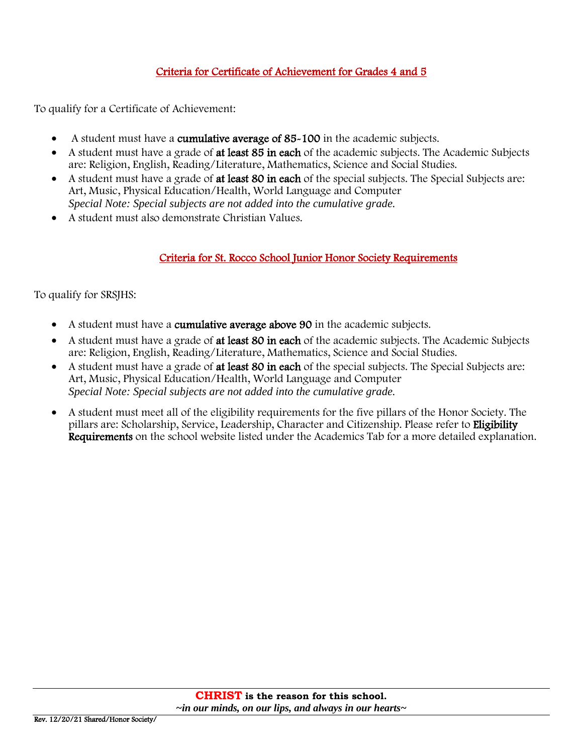## Criteria for Certificate of Achievement for Grades 4 and 5

To qualify for a Certificate of Achievement:

- A student must have a **cumulative average of 85-100** in the academic subjects.
- A student must have a grade of **at least 85 in each** of the academic subjects. The Academic Subjects are: Religion, English, Reading/Literature, Mathematics, Science and Social Studies.
- A student must have a grade of **at least 80 in each** of the special subjects. The Special Subjects are: Art, Music, Physical Education/Health, World Language and Computer
  *Special Note: Special subjects are not added into the cumulative grade.*
- A student must also demonstrate Christian Values.

## Criteria for St. Rocco School Junior Honor Society Requirements

To qualify for SRSJHS:

- A student must have a **cumulative average above 90** in the academic subjects.
- A student must have a grade of **at least 80 in each** of the academic subjects. The Academic Subjects are: Religion, English, Reading/Literature, Mathematics, Science and Social Studies.
- A student must have a grade of **at least 80 in each** of the special subjects. The Special Subjects are: Art, Music, Physical Education/Health, World Language and Computer
  *Special Note: Special subjects are not added into the cumulative grade.*
- A student must meet all of the eligibility requirements for the five pillars of the Honor Society. The pillars are: Scholarship, Service, Leadership, Character and Citizenship. Please refer to **Eligibility Requirements** on the school website listed under the Academics Tab for a more detailed explanation.

**CHRIST is the reason for this school.**
***~in our minds, on our lips, and always in our hearts~***

Rev. 12/20/21 Shared/Honor Society/